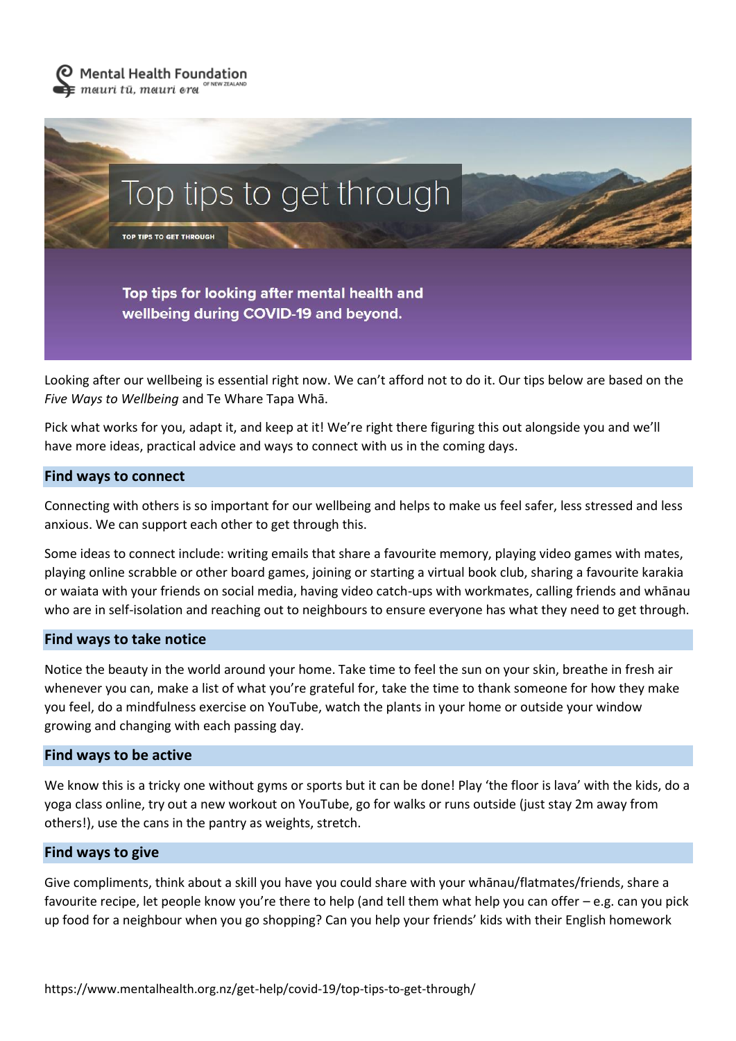Mental Health Foundation
mauri tū, mauri ora
OF NEW ZEALAND

# Top tips to get through

TOP TIPS TO GET THROUGH

**Top tips for looking after mental health and wellbeing during COVID-19 and beyond.**

Looking after our wellbeing is essential right now. We can't afford not to do it. Our tips below are based on the *Five Ways to Wellbeing* and Te Whare Tapa Whā.

Pick what works for you, adapt it, and keep at it! We're right there figuring this out alongside you and we'll have more ideas, practical advice and ways to connect with us in the coming days.

## Find ways to connect

Connecting with others is so important for our wellbeing and helps to make us feel safer, less stressed and less anxious. We can support each other to get through this.

Some ideas to connect include: writing emails that share a favourite memory, playing video games with mates, playing online scrabble or other board games, joining or starting a virtual book club, sharing a favourite karakia or waiata with your friends on social media, having video catch-ups with workmates, calling friends and whānau who are in self-isolation and reaching out to neighbours to ensure everyone has what they need to get through.

## Find ways to take notice

Notice the beauty in the world around your home. Take time to feel the sun on your skin, breathe in fresh air whenever you can, make a list of what you're grateful for, take the time to thank someone for how they make you feel, do a mindfulness exercise on YouTube, watch the plants in your home or outside your window growing and changing with each passing day.

## Find ways to be active

We know this is a tricky one without gyms or sports but it can be done! Play 'the floor is lava' with the kids, do a yoga class online, try out a new workout on YouTube, go for walks or runs outside (just stay 2m away from others!), use the cans in the pantry as weights, stretch.

## Find ways to give

Give compliments, think about a skill you have you could share with your whānau/flatmates/friends, share a favourite recipe, let people know you're there to help (and tell them what help you can offer – e.g. can you pick up food for a neighbour when you go shopping? Can you help your friends' kids with their English homework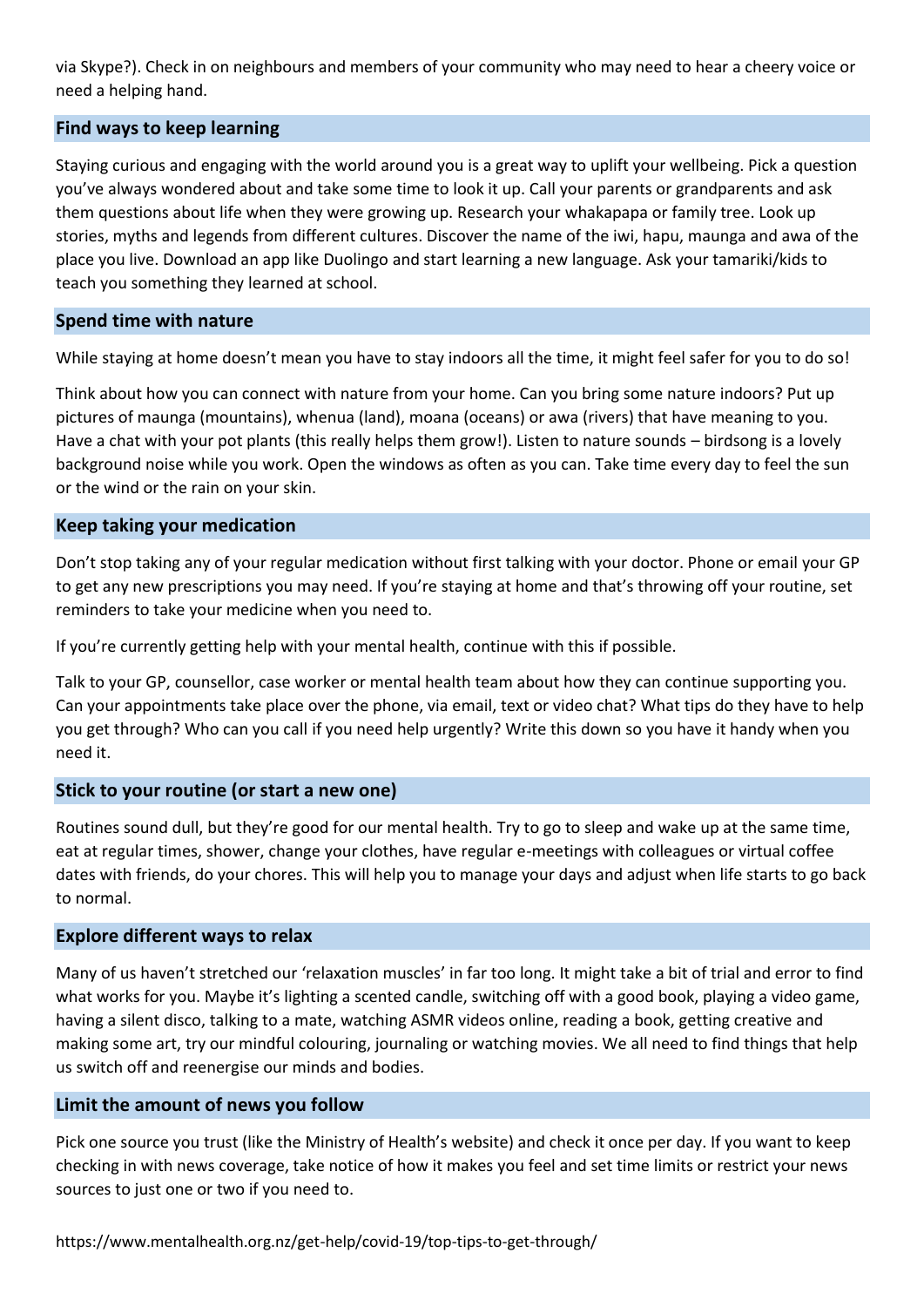via Skype?). Check in on neighbours and members of your community who may need to hear a cheery voice or need a helping hand.

## Find ways to keep learning

Staying curious and engaging with the world around you is a great way to uplift your wellbeing. Pick a question you've always wondered about and take some time to look it up. Call your parents or grandparents and ask them questions about life when they were growing up. Research your whakapapa or family tree. Look up stories, myths and legends from different cultures. Discover the name of the iwi, hapu, maunga and awa of the place you live. Download an app like Duolingo and start learning a new language. Ask your tamariki/kids to teach you something they learned at school.

## Spend time with nature

While staying at home doesn't mean you have to stay indoors all the time, it might feel safer for you to do so!

Think about how you can connect with nature from your home. Can you bring some nature indoors? Put up pictures of maunga (mountains), whenua (land), moana (oceans) or awa (rivers) that have meaning to you. Have a chat with your pot plants (this really helps them grow!). Listen to nature sounds – birdsong is a lovely background noise while you work. Open the windows as often as you can. Take time every day to feel the sun or the wind or the rain on your skin.

## Keep taking your medication

Don't stop taking any of your regular medication without first talking with your doctor. Phone or email your GP to get any new prescriptions you may need. If you're staying at home and that's throwing off your routine, set reminders to take your medicine when you need to.

If you're currently getting help with your mental health, continue with this if possible.

Talk to your GP, counsellor, case worker or mental health team about how they can continue supporting you. Can your appointments take place over the phone, via email, text or video chat? What tips do they have to help you get through? Who can you call if you need help urgently? Write this down so you have it handy when you need it.

## Stick to your routine (or start a new one)

Routines sound dull, but they're good for our mental health. Try to go to sleep and wake up at the same time, eat at regular times, shower, change your clothes, have regular e-meetings with colleagues or virtual coffee dates with friends, do your chores. This will help you to manage your days and adjust when life starts to go back to normal.

## Explore different ways to relax

Many of us haven't stretched our 'relaxation muscles' in far too long. It might take a bit of trial and error to find what works for you. Maybe it's lighting a scented candle, switching off with a good book, playing a video game, having a silent disco, talking to a mate, watching ASMR videos online, reading a book, getting creative and making some art, try our mindful colouring, journaling or watching movies. We all need to find things that help us switch off and reenergise our minds and bodies.

## Limit the amount of news you follow

Pick one source you trust (like the Ministry of Health's website) and check it once per day. If you want to keep checking in with news coverage, take notice of how it makes you feel and set time limits or restrict your news sources to just one or two if you need to.

https://www.mentalhealth.org.nz/get-help/covid-19/top-tips-to-get-through/